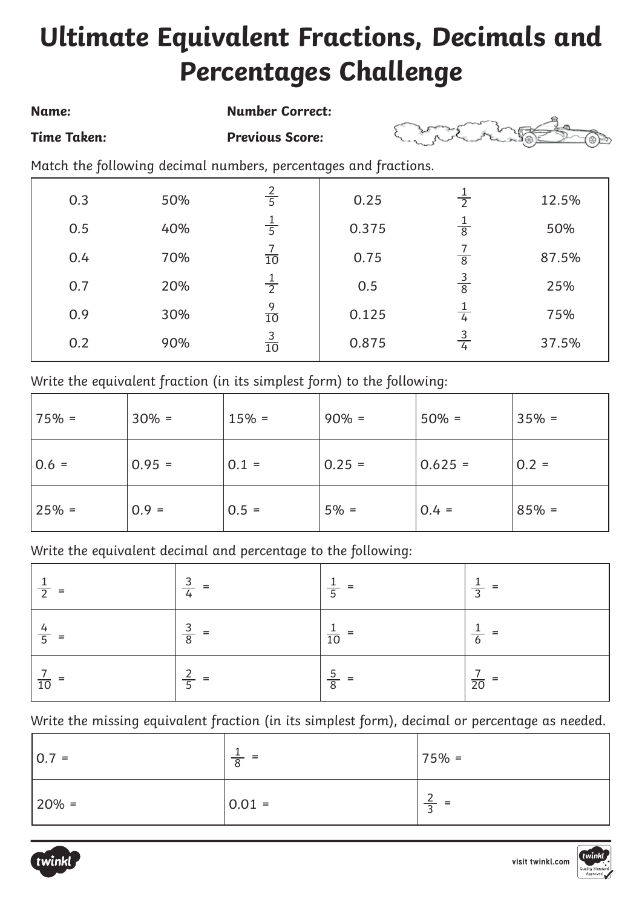# Ultimate Equivalent Fractions, Decimals and Percentages Challenge

**Name:** **Number Correct:**

**Time Taken:** **Previous Score:**

Match the following decimal numbers, percentages and fractions.

| | | | | | |
|---|---|---|---|---|---|
| 0.3 | 50% | $\frac{2}{5}$ | 0.25 | $\frac{1}{2}$ | 12.5% |
| 0.5 | 40% | $\frac{1}{5}$ | 0.375 | $\frac{1}{8}$ | 50% |
| 0.4 | 70% | $\frac{7}{10}$ | 0.75 | $\frac{7}{8}$ | 87.5% |
| 0.7 | 20% | $\frac{1}{2}$ | 0.5 | $\frac{3}{8}$ | 25% |
| 0.9 | 30% | $\frac{9}{10}$ | 0.125 | $\frac{1}{4}$ | 75% |
| 0.2 | 90% | $\frac{3}{10}$ | 0.875 | $\frac{3}{4}$ | 37.5% |

Write the equivalent fraction (in its simplest form) to the following:

| | | | | | |
|---|---|---|---|---|---|
| 75% = | 30% = | 15% = | 90% = | 50% = | 35% = |
| 0.6 = | 0.95 = | 0.1 = | 0.25 = | 0.625 = | 0.2 = |
| 25% = | 0.9 = | 0.5 = | 5% = | 0.4 = | 85% = |

Write the equivalent decimal and percentage to the following:

| | | | |
|---|---|---|---|
| $\frac{1}{2}$ = | $\frac{3}{4}$ = | $\frac{1}{5}$ = | $\frac{1}{3}$ = |
| $\frac{4}{5}$ = | $\frac{3}{8}$ = | $\frac{1}{10}$ = | $\frac{1}{6}$ = |
| $\frac{7}{10}$ = | $\frac{2}{5}$ = | $\frac{5}{8}$ = | $\frac{7}{20}$ = |

Write the missing equivalent fraction (in its simplest form), decimal or percentage as needed.

| | | |
|---|---|---|
| 0.7 = | $\frac{1}{8}$ = | 75% = |
| 20% = | 0.01 = | $\frac{2}{3}$ = |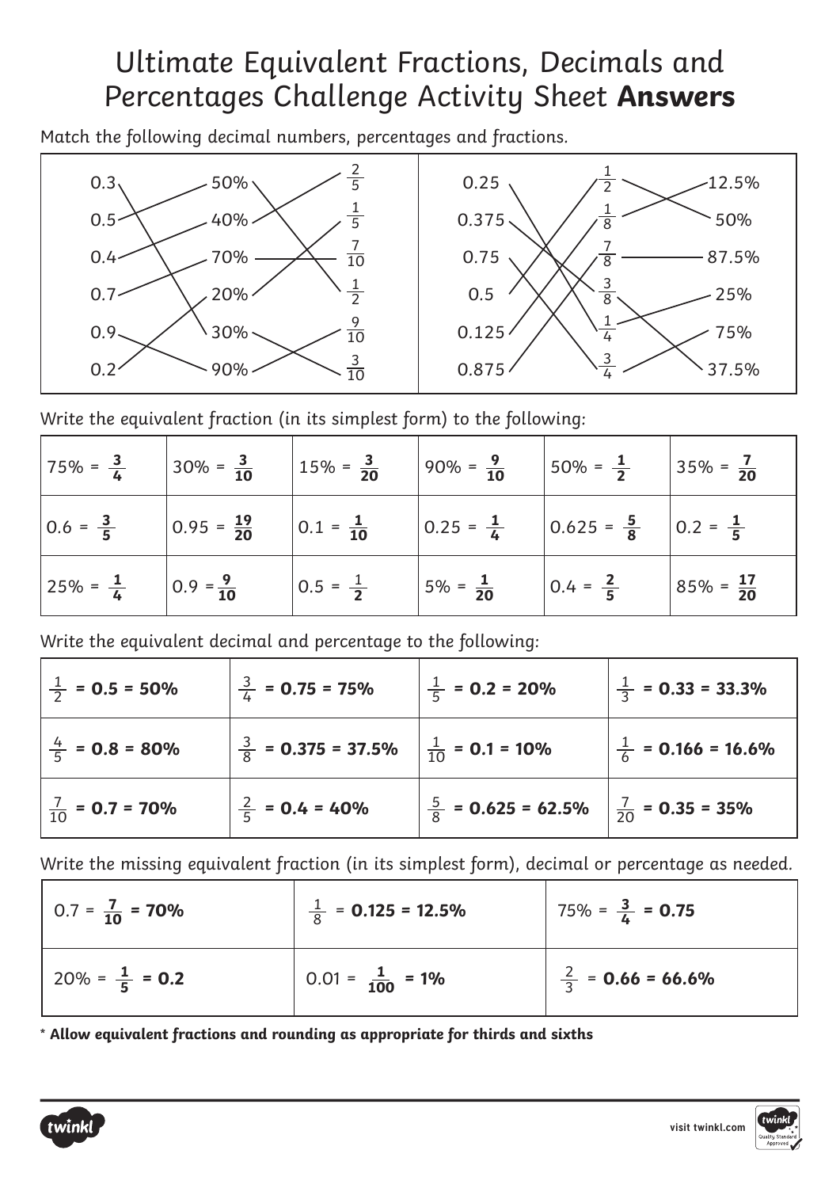# Ultimate Equivalent Fractions, Decimals and Percentages Challenge Activity Sheet **Answers**

Match the following decimal numbers, percentages and fractions.

0.3
0.5
0.4
0.7
0.9
0.2

50%
40%
70%
20%
30%
90%

$\frac{2}{5}$
$\frac{1}{5}$
$\frac{7}{10}$
$\frac{1}{2}$
$\frac{9}{10}$
$\frac{3}{10}$

0.25
0.375
0.75
0.5
0.125
0.875

$\frac{1}{2}$
$\frac{1}{8}$
$\frac{7}{8}$
$\frac{3}{8}$
$\frac{1}{4}$
$\frac{3}{4}$

12.5%
50%
87.5%
25%
75%
37.5%

Write the equivalent fraction (in its simplest form) to the following:

| | | | | | |
|---|---|---|---|---|---|
| 75% = $\mathbf{\frac{3}{4}}$ | 30% = $\mathbf{\frac{3}{10}}$ | 15% = $\mathbf{\frac{3}{20}}$ | 90% = $\mathbf{\frac{9}{10}}$ | 50% = $\mathbf{\frac{1}{2}}$ | 35% = $\mathbf{\frac{7}{20}}$ |
| 0.6 = $\mathbf{\frac{3}{5}}$ | 0.95 = $\mathbf{\frac{19}{20}}$ | 0.1 = $\mathbf{\frac{1}{10}}$ | 0.25 = $\mathbf{\frac{1}{4}}$ | 0.625 = $\mathbf{\frac{5}{8}}$ | 0.2 = $\mathbf{\frac{1}{5}}$ |
| 25% = $\mathbf{\frac{1}{4}}$ | 0.9 = $\mathbf{\frac{9}{10}}$ | 0.5 = $\frac{1}{2}$ | 5% = $\mathbf{\frac{1}{20}}$ | 0.4 = $\mathbf{\frac{2}{5}}$ | 85% = $\mathbf{\frac{17}{20}}$ |

Write the equivalent decimal and percentage to the following:

| | | | |
|---|---|---|---|
| $\frac{1}{2}$ **= 0.5 = 50%** | $\frac{3}{4}$ **= 0.75 = 75%** | $\frac{1}{5}$ **= 0.2 = 20%** | $\frac{1}{3}$ **= 0.33 = 33.3%** |
| $\frac{4}{5}$ **= 0.8 = 80%** | $\frac{3}{8}$ **= 0.375 = 37.5%** | $\frac{1}{10}$ **= 0.1 = 10%** | $\frac{1}{6}$ **= 0.166 = 16.6%** |
| $\frac{7}{10}$ **= 0.7 = 70%** | $\frac{2}{5}$ **= 0.4 = 40%** | $\frac{5}{8}$ **= 0.625 = 62.5%** | $\frac{7}{20}$ **= 0.35 = 35%** |

Write the missing equivalent fraction (in its simplest form), decimal or percentage as needed.

| | | |
|---|---|---|
| 0.7 = $\mathbf{\frac{7}{10}}$ **= 70%** | $\frac{1}{8}$ = **0.125 = 12.5%** | 75% = $\mathbf{\frac{3}{4}}$ **= 0.75** |
| 20% = $\mathbf{\frac{1}{5}}$ **= 0.2** | 0.01 = $\mathbf{\frac{1}{100}}$ **= 1%** | $\frac{2}{3}$ = **0.66 = 66.6%** |

**\* Allow equivalent fractions and rounding as appropriate for thirds and sixths**